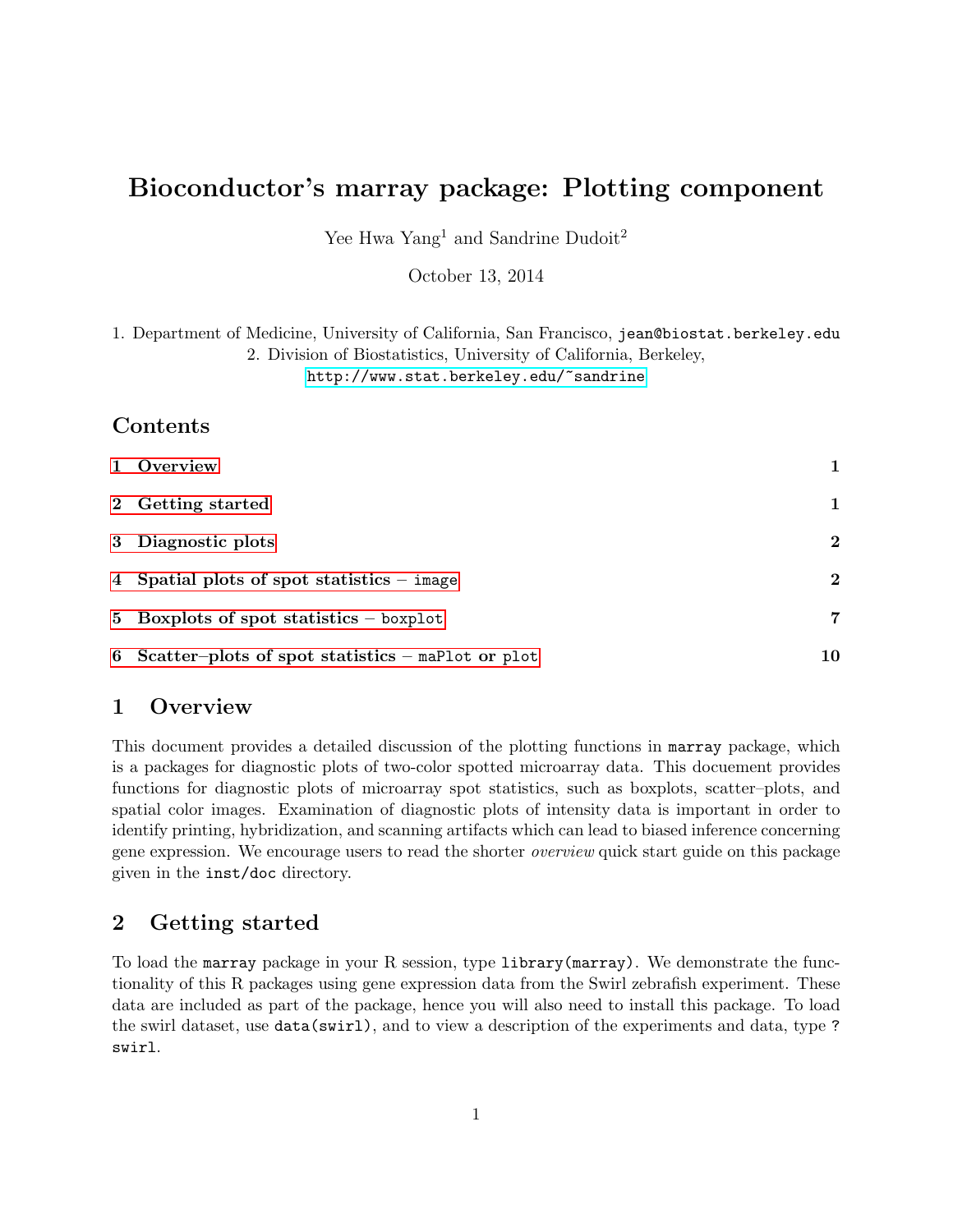# Bioconductor's marray package: Plotting component

Yee Hwa Yang[1] and Sandrine Dudoit[2]

October 13, 2014

1. Department of Medicine, University of California, San Francisco, jean@biostat.berkeley.edu
2. Division of Biostatistics, University of California, Berkeley, http://www.stat.berkeley.edu/~sandrine

## Contents

| | |
|---|---|
| 1 Overview | 1 |
| 2 Getting started | 1 |
| 3 Diagnostic plots | 2 |
| 4 Spatial plots of spot statistics – `image` | 2 |
| 5 Boxplots of spot statistics – `boxplot` | 7 |
| 6 Scatter–plots of spot statistics – `maPlot` or `plot` | 10 |

## 1 Overview

This document provides a detailed discussion of the plotting functions in `marray` package, which is a packages for diagnostic plots of two-color spotted microarray data. This docuement provides functions for diagnostic plots of microarray spot statistics, such as boxplots, scatter–plots, and spatial color images. Examination of diagnostic plots of intensity data is important in order to identify printing, hybridization, and scanning artifacts which can lead to biased inference concerning gene expression. We encourage users to read the shorter *overview* quick start guide on this package given in the `inst/doc` directory.

## 2 Getting started

To load the `marray` package in your R session, type `library(marray)`. We demonstrate the functionality of this R packages using gene expression data from the Swirl zebrafish experiment. These data are included as part of the package, hence you will also need to install this package. To load the swirl dataset, use `data(swirl)`, and to view a description of the experiments and data, type `? swirl`.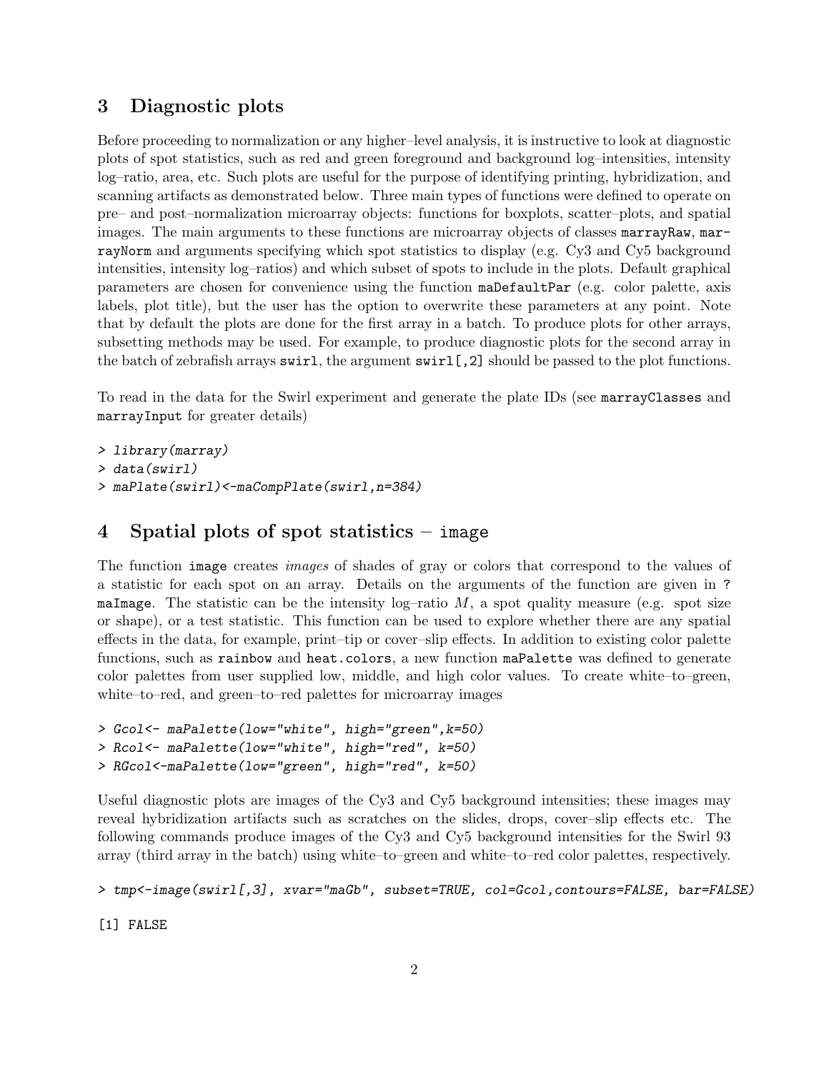## 3 Diagnostic plots

Before proceeding to normalization or any higher–level analysis, it is instructive to look at diagnostic plots of spot statistics, such as red and green foreground and background log–intensities, intensity log–ratio, area, etc. Such plots are useful for the purpose of identifying printing, hybridization, and scanning artifacts as demonstrated below. Three main types of functions were defined to operate on pre– and post–normalization microarray objects: functions for boxplots, scatter–plots, and spatial images. The main arguments to these functions are microarray objects of classes `marrayRaw`, `marrayNorm` and arguments specifying which spot statistics to display (e.g. Cy3 and Cy5 background intensities, intensity log–ratios) and which subset of spots to include in the plots. Default graphical parameters are chosen for convenience using the function `maDefaultPar` (e.g. color palette, axis labels, plot title), but the user has the option to overwrite these parameters at any point. Note that by default the plots are done for the first array in a batch. To produce plots for other arrays, subsetting methods may be used. For example, to produce diagnostic plots for the second array in the batch of zebrafish arrays `swirl`, the argument `swirl[,2]` should be passed to the plot functions.

To read in the data for the Swirl experiment and generate the plate IDs (see `marrayClasses` and `marrayInput` for greater details)

```
> library(marray)
> data(swirl)
> maPlate(swirl)<-maCompPlate(swirl,n=384)
```

## 4 Spatial plots of spot statistics – `image`

The function `image` creates *images* of shades of gray or colors that correspond to the values of a statistic for each spot on an array. Details on the arguments of the function are given in `? maImage`. The statistic can be the intensity log–ratio $M$, a spot quality measure (e.g. spot size or shape), or a test statistic. This function can be used to explore whether there are any spatial effects in the data, for example, print–tip or cover–slip effects. In addition to existing color palette functions, such as `rainbow` and `heat.colors`, a new function `maPalette` was defined to generate color palettes from user supplied low, middle, and high color values. To create white–to–green, white–to–red, and green–to–red palettes for microarray images

```
> Gcol<- maPalette(low="white", high="green",k=50)
> Rcol<- maPalette(low="white", high="red", k=50)
> RGcol<-maPalette(low="green", high="red", k=50)
```

Useful diagnostic plots are images of the Cy3 and Cy5 background intensities; these images may reveal hybridization artifacts such as scratches on the slides, drops, cover–slip effects etc. The following commands produce images of the Cy3 and Cy5 background intensities for the Swirl 93 array (third array in the batch) using white–to–green and white–to–red color palettes, respectively.

```
> tmp<-image(swirl[,3], xvar="maGb", subset=TRUE, col=Gcol,contours=FALSE, bar=FALSE)

[1] FALSE
```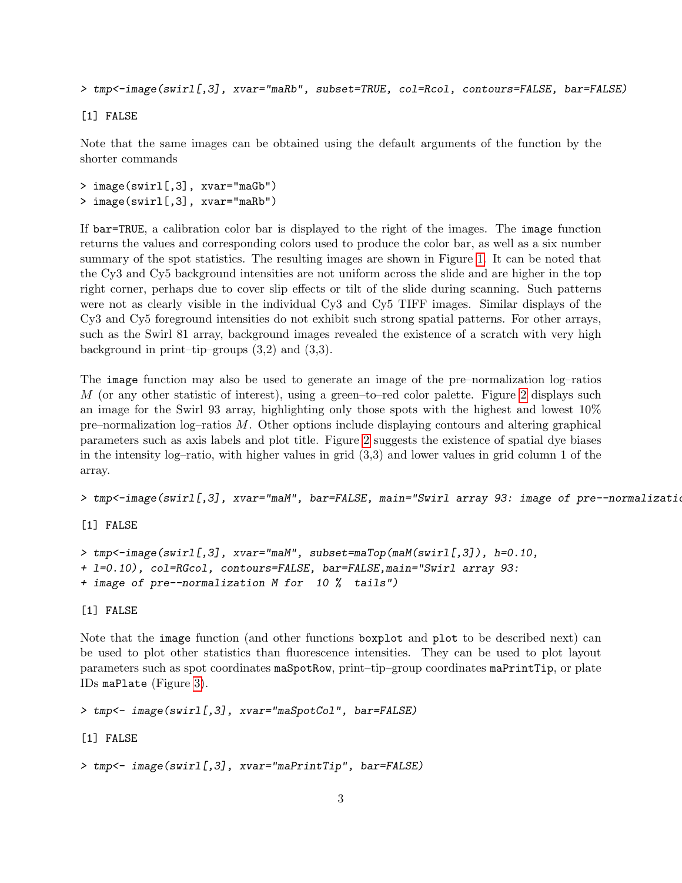```
> tmp<-image(swirl[,3], xvar="maRb", subset=TRUE, col=Rcol, contours=FALSE, bar=FALSE)

[1] FALSE
```

Note that the same images can be obtained using the default arguments of the function by the shorter commands

```
> image(swirl[,3], xvar="maGb")
> image(swirl[,3], xvar="maRb")
```

If `bar=TRUE`, a calibration color bar is displayed to the right of the images. The `image` function returns the values and corresponding colors used to produce the color bar, as well as a six number summary of the spot statistics. The resulting images are shown in Figure 1. It can be noted that the Cy3 and Cy5 background intensities are not uniform across the slide and are higher in the top right corner, perhaps due to cover slip effects or tilt of the slide during scanning. Such patterns were not as clearly visible in the individual Cy3 and Cy5 TIFF images. Similar displays of the Cy3 and Cy5 foreground intensities do not exhibit such strong spatial patterns. For other arrays, such as the Swirl 81 array, background images revealed the existence of a scratch with very high background in print–tip–groups (3,2) and (3,3).

The `image` function may also be used to generate an image of the pre–normalization log–ratios $M$ (or any other statistic of interest), using a green–to–red color palette. Figure 2 displays such an image for the Swirl 93 array, highlighting only those spots with the highest and lowest 10% pre–normalization log–ratios $M$. Other options include displaying contours and altering graphical parameters such as axis labels and plot title. Figure 2 suggests the existence of spatial dye biases in the intensity log–ratio, with higher values in grid (3,3) and lower values in grid column 1 of the array.

```
> tmp<-image(swirl[,3], xvar="maM", bar=FALSE, main="Swirl array 93: image of pre--normalizatio

[1] FALSE

> tmp<-image(swirl[,3], xvar="maM", subset=maTop(maM(swirl[,3]), h=0.10,
+ l=0.10), col=RGcol, contours=FALSE, bar=FALSE,main="Swirl array 93:
+ image of pre--normalization M for  10 %  tails")

[1] FALSE
```

Note that the `image` function (and other functions `boxplot` and `plot` to be described next) can be used to plot other statistics than fluorescence intensities. They can be used to plot layout parameters such as spot coordinates `maSpotRow`, print–tip–group coordinates `maPrintTip`, or plate IDs `maPlate` (Figure 3).

```
> tmp<- image(swirl[,3], xvar="maSpotCol", bar=FALSE)

[1] FALSE

> tmp<- image(swirl[,3], xvar="maPrintTip", bar=FALSE)
```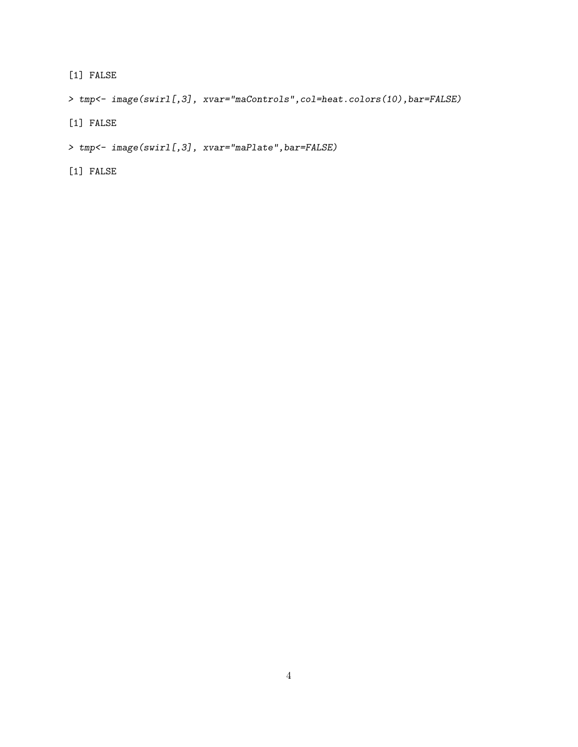```
[1] FALSE
```

```
> tmp<- image(swirl[,3], xvar="maControls",col=heat.colors(10),bar=FALSE)
```

```
[1] FALSE
```

```
> tmp<- image(swirl[,3], xvar="maPlate",bar=FALSE)
```

```
[1] FALSE
```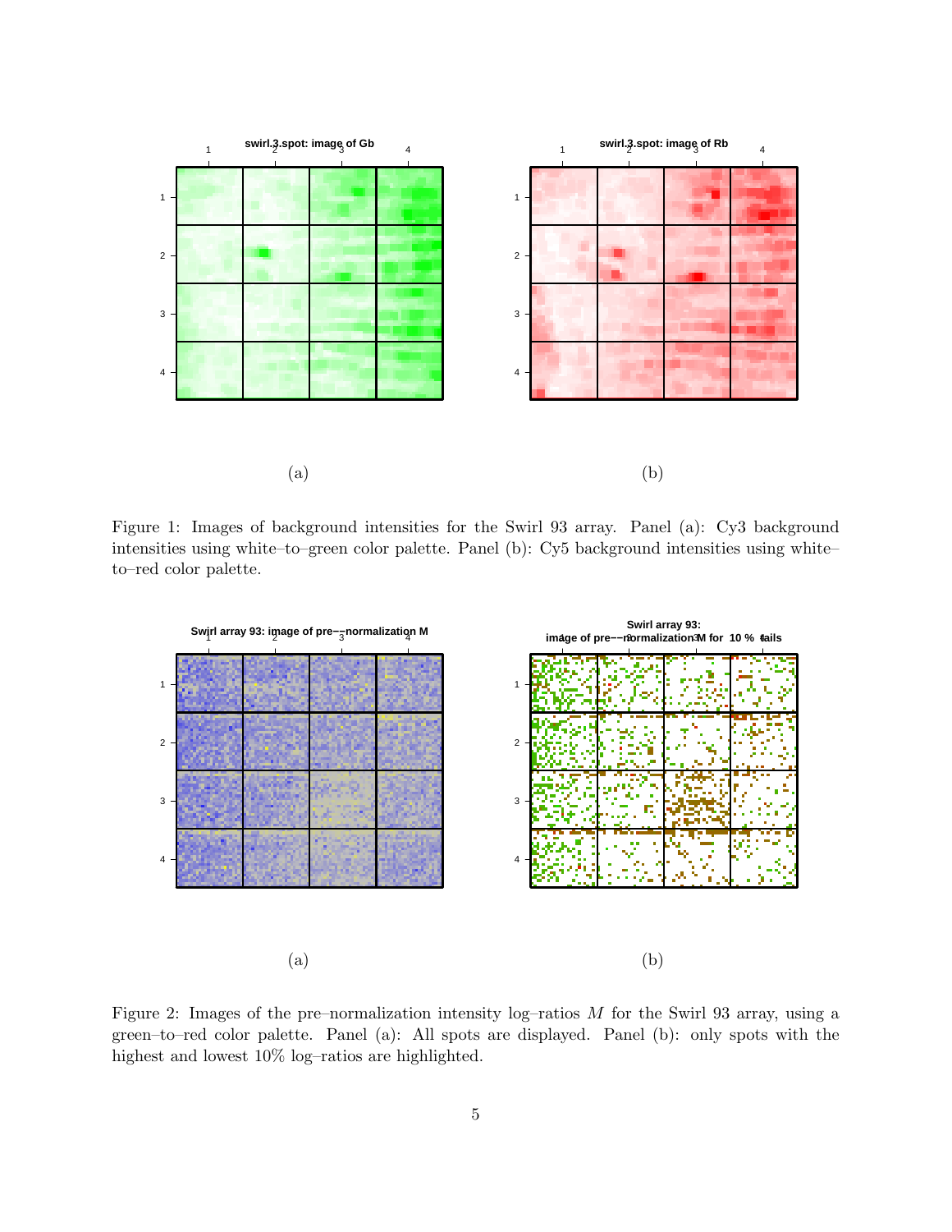(a)

(b)

Figure 1: Images of background intensities for the Swirl 93 array. Panel (a): Cy3 background intensities using white–to–green color palette. Panel (b): Cy5 background intensities using white–to–red color palette.

(a)

(b)

Figure 2: Images of the pre–normalization intensity log–ratios $M$ for the Swirl 93 array, using a green–to–red color palette. Panel (a): All spots are displayed. Panel (b): only spots with the highest and lowest 10% log–ratios are highlighted.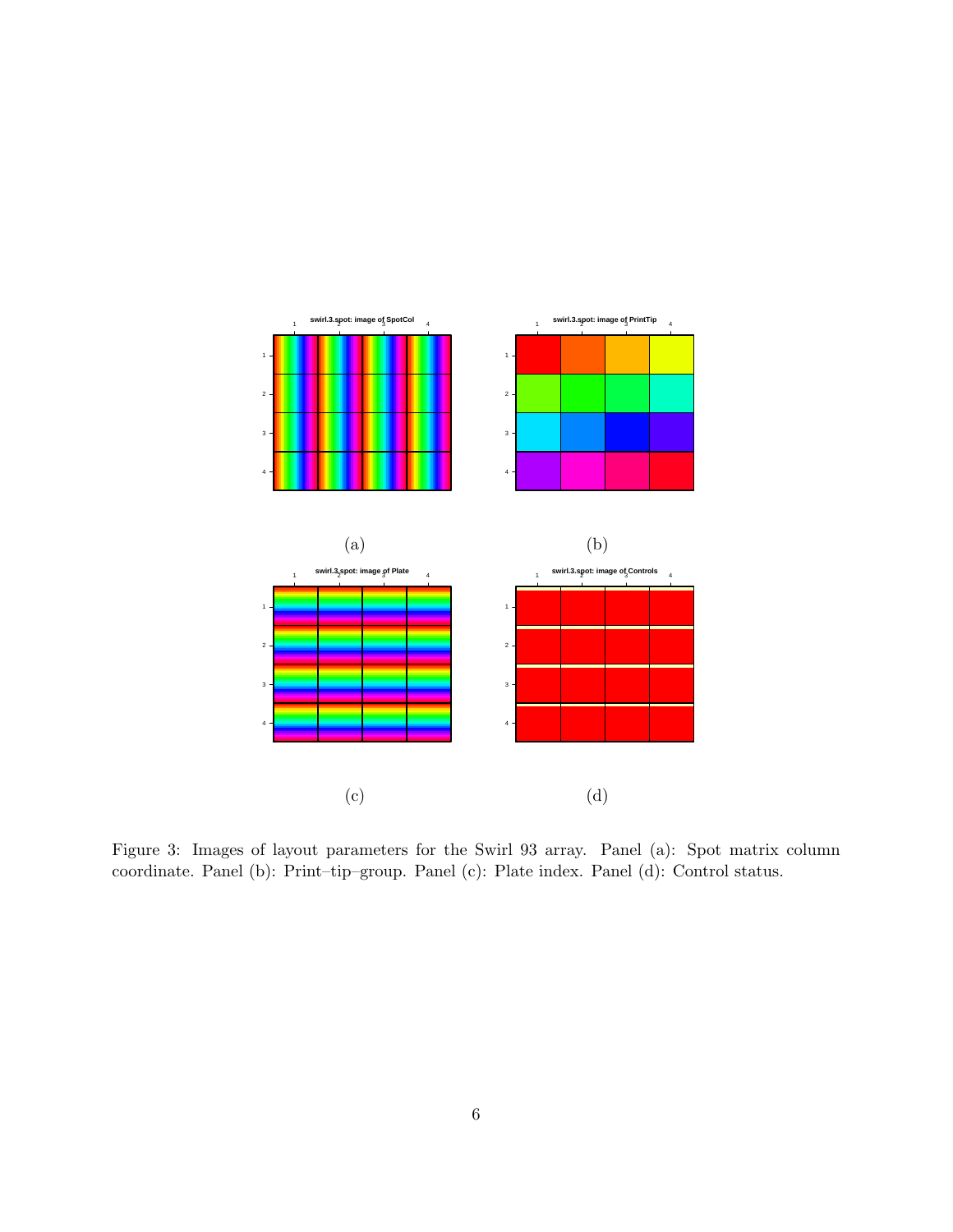(a)

(b)

(c)

(d)

Figure 3: Images of layout parameters for the Swirl 93 array. Panel (a): Spot matrix column coordinate. Panel (b): Print–tip–group. Panel (c): Plate index. Panel (d): Control status.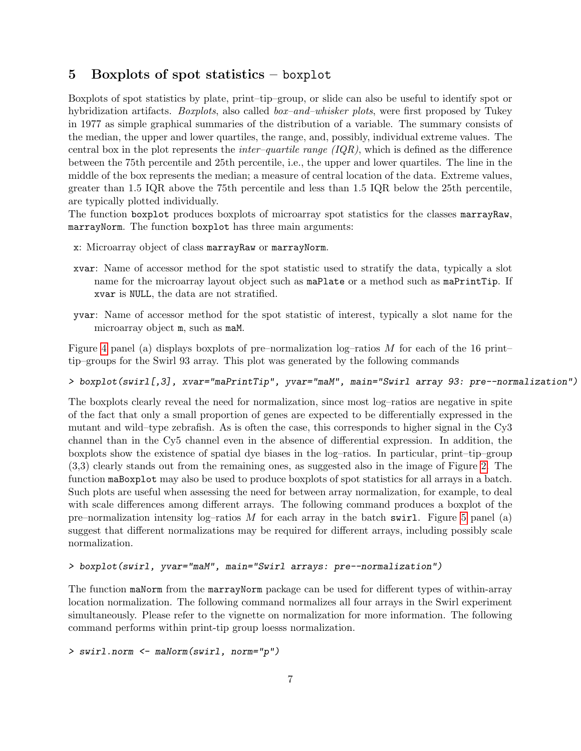## 5 Boxplots of spot statistics – `boxplot`

Boxplots of spot statistics by plate, print–tip–group, or slide can also be useful to identify spot or hybridization artifacts. *Boxplots*, also called *box–and–whisker plots*, were first proposed by Tukey in 1977 as simple graphical summaries of the distribution of a variable. The summary consists of the median, the upper and lower quartiles, the range, and, possibly, individual extreme values. The central box in the plot represents the *inter–quartile range (IQR)*, which is defined as the difference between the 75th percentile and 25th percentile, i.e., the upper and lower quartiles. The line in the middle of the box represents the median; a measure of central location of the data. Extreme values, greater than 1.5 IQR above the 75th percentile and less than 1.5 IQR below the 25th percentile, are typically plotted individually.

The function `boxplot` produces boxplots of microarray spot statistics for the classes `marrayRaw`, `marrayNorm`. The function `boxplot` has three main arguments:

- `x`: Microarray object of class `marrayRaw` or `marrayNorm`.
- `xvar`: Name of accessor method for the spot statistic used to stratify the data, typically a slot name for the microarray layout object such as `maPlate` or a method such as `maPrintTip`. If `xvar` is `NULL`, the data are not stratified.
- `yvar`: Name of accessor method for the spot statistic of interest, typically a slot name for the microarray object `m`, such as `maM`.

Figure 4 panel (a) displays boxplots of pre–normalization log–ratios $M$ for each of the 16 print–tip–groups for the Swirl 93 array. This plot was generated by the following commands

```
> boxplot(swirl[,3], xvar="maPrintTip", yvar="maM", main="Swirl array 93: pre--normalization")
```

The boxplots clearly reveal the need for normalization, since most log–ratios are negative in spite of the fact that only a small proportion of genes are expected to be differentially expressed in the mutant and wild–type zebrafish. As is often the case, this corresponds to higher signal in the Cy3 channel than in the Cy5 channel even in the absence of differential expression. In addition, the boxplots show the existence of spatial dye biases in the log–ratios. In particular, print–tip–group (3,3) clearly stands out from the remaining ones, as suggested also in the image of Figure 2. The function `maBoxplot` may also be used to produce boxplots of spot statistics for all arrays in a batch. Such plots are useful when assessing the need for between array normalization, for example, to deal with scale differences among different arrays. The following command produces a boxplot of the pre–normalization intensity log–ratios $M$ for each array in the batch `swirl`. Figure 5 panel (a) suggest that different normalizations may be required for different arrays, including possibly scale normalization.

```
> boxplot(swirl, yvar="maM", main="Swirl arrays: pre--normalization")
```

The function `maNorm` from the `marrayNorm` package can be used for different types of within-array location normalization. The following command normalizes all four arrays in the Swirl experiment simultaneously. Please refer to the vignette on normalization for more information. The following command performs within print-tip group loesss normalization.

```
> swirl.norm <- maNorm(swirl, norm="p")
```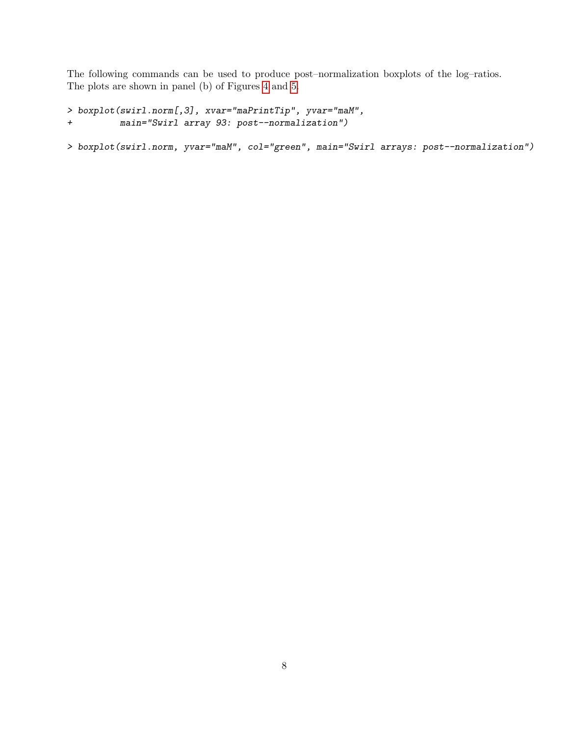The following commands can be used to produce post–normalization boxplots of the log–ratios. The plots are shown in panel (b) of Figures 4 and 5.

```
> boxplot(swirl.norm[,3], xvar="maPrintTip", yvar="maM",
+         main="Swirl array 93: post--normalization")
```

```
> boxplot(swirl.norm, yvar="maM", col="green", main="Swirl arrays: post--normalization")
```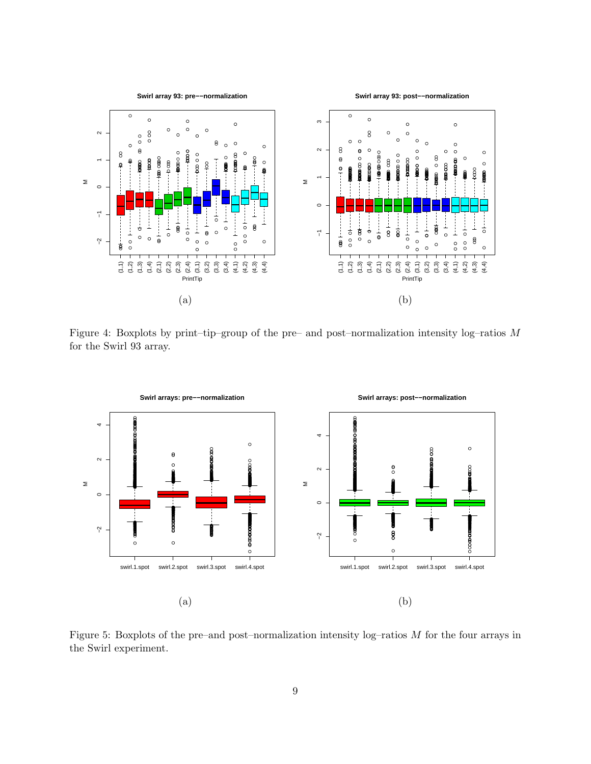Figure 4: Boxplots by print–tip–group of the pre– and post–normalization intensity log–ratios $M$ for the Swirl 93 array.

Figure 5: Boxplots of the pre–and post–normalization intensity log–ratios $M$ for the four arrays in the Swirl experiment.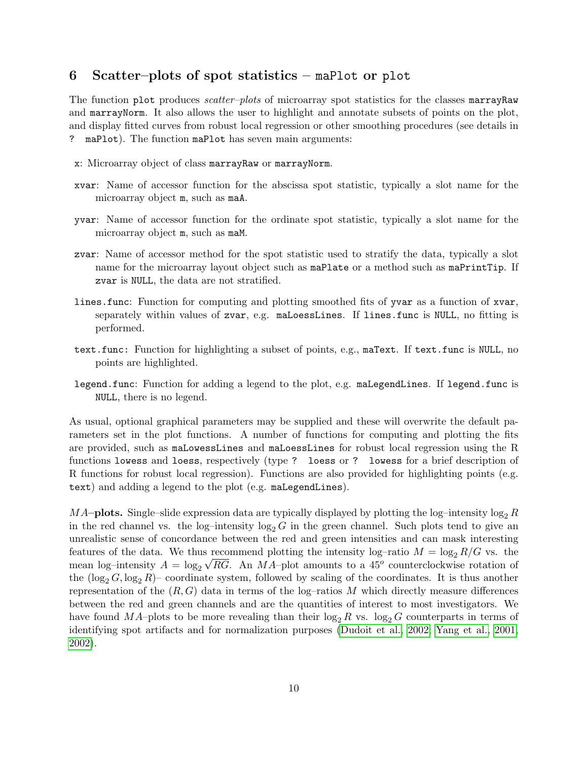## 6 Scatter–plots of spot statistics – `maPlot` or `plot`

The function `plot` produces *scatter–plots* of microarray spot statistics for the classes `marrayRaw` and `marrayNorm`. It also allows the user to highlight and annotate subsets of points on the plot, and display fitted curves from robust local regression or other smoothing procedures (see details in `? maPlot`). The function `maPlot` has seven main arguments:

`x`: Microarray object of class `marrayRaw` or `marrayNorm`.

`xvar`: Name of accessor function for the abscissa spot statistic, typically a slot name for the microarray object `m`, such as `maA`.

`yvar`: Name of accessor function for the ordinate spot statistic, typically a slot name for the microarray object `m`, such as `maM`.

`zvar`: Name of accessor method for the spot statistic used to stratify the data, typically a slot name for the microarray layout object such as `maPlate` or a method such as `maPrintTip`. If `zvar` is `NULL`, the data are not stratified.

`lines.func`: Function for computing and plotting smoothed fits of `yvar` as a function of `xvar`, separately within values of `zvar`, e.g. `maLoessLines`. If `lines.func` is `NULL`, no fitting is performed.

`text.func`: Function for highlighting a subset of points, e.g., `maText`. If `text.func` is `NULL`, no points are highlighted.

`legend.func`: Function for adding a legend to the plot, e.g. `maLegendLines`. If `legend.func` is `NULL`, there is no legend.

As usual, optional graphical parameters may be supplied and these will overwrite the default parameters set in the plot functions. A number of functions for computing and plotting the fits are provided, such as `maLowessLines` and `maLoessLines` for robust local regression using the R functions `lowess` and `loess`, respectively (type `? loess` or `? lowess` for a brief description of R functions for robust local regression). Functions are also provided for highlighting points (e.g. `text`) and adding a legend to the plot (e.g. `maLegendLines`).

***MA*–plots.** Single–slide expression data are typically displayed by plotting the log–intensity $\log_2 R$ in the red channel vs. the log–intensity $\log_2 G$ in the green channel. Such plots tend to give an unrealistic sense of concordance between the red and green intensities and can mask interesting features of the data. We thus recommend plotting the intensity log–ratio $M = \log_2 R/G$ vs. the mean log–intensity $A = \log_2 \sqrt{RG}$. An $MA$–plot amounts to a $45^o$ counterclockwise rotation of the $(\log_2 G, \log_2 R)$– coordinate system, followed by scaling of the coordinates. It is thus another representation of the $(R, G)$ data in terms of the log–ratios $M$ which directly measure differences between the red and green channels and are the quantities of interest to most investigators. We have found $MA$–plots to be more revealing than their $\log_2 R$ vs. $\log_2 G$ counterparts in terms of identifying spot artifacts and for normalization purposes (Dudoit et al., 2002; Yang et al., 2001, 2002).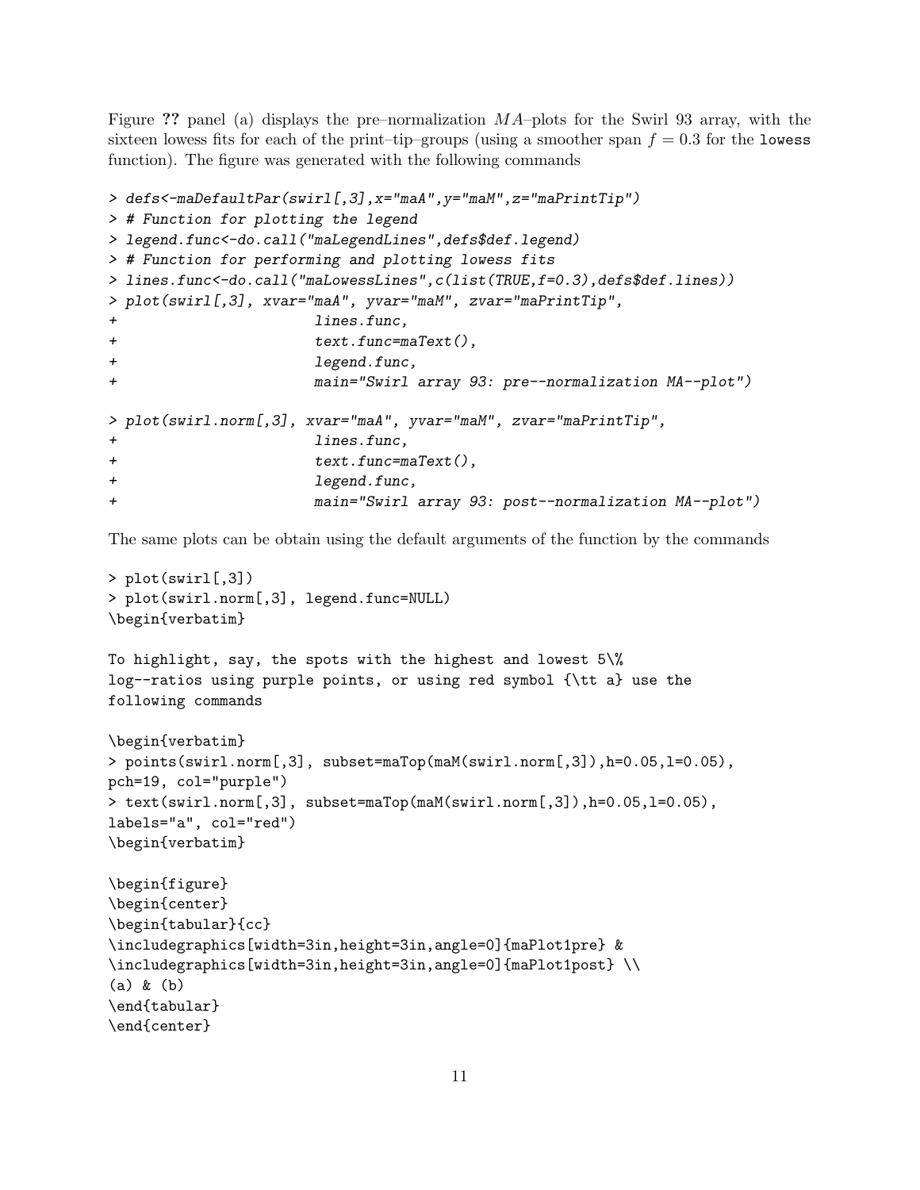Figure **??** panel (a) displays the pre–normalization $MA$–plots for the Swirl 93 array, with the sixteen lowess fits for each of the print–tip–groups (using a smoother span $f = 0.3$ for the `lowess` function). The figure was generated with the following commands

```
> defs<-maDefaultPar(swirl[,3],x="maA",y="maM",z="maPrintTip")
> # Function for plotting the legend
> legend.func<-do.call("maLegendLines",defs$def.legend)
> # Function for performing and plotting lowess fits
> lines.func<-do.call("maLowessLines",c(list(TRUE,f=0.3),defs$def.lines))
> plot(swirl[,3], xvar="maA", yvar="maM", zvar="maPrintTip",
+                       lines.func,
+                       text.func=maText(),
+                       legend.func,
+                       main="Swirl array 93: pre--normalization MA--plot")

> plot(swirl.norm[,3], xvar="maA", yvar="maM", zvar="maPrintTip",
+                       lines.func,
+                       text.func=maText(),
+                       legend.func,
+                       main="Swirl array 93: post--normalization MA--plot")
```

The same plots can be obtain using the default arguments of the function by the commands

```
> plot(swirl[,3])
> plot(swirl.norm[,3], legend.func=NULL)
\begin{verbatim}

To highlight, say, the spots with the highest and lowest 5\%
log--ratios using purple points, or using red symbol {\tt a} use the
following commands

\begin{verbatim}
> points(swirl.norm[,3], subset=maTop(maM(swirl.norm[,3]),h=0.05,l=0.05),
pch=19, col="purple")
> text(swirl.norm[,3], subset=maTop(maM(swirl.norm[,3]),h=0.05,l=0.05),
labels="a", col="red")
\begin{verbatim}

\begin{figure}
\begin{center}
\begin{tabular}{cc}
\includegraphics[width=3in,height=3in,angle=0]{maPlot1pre} &
\includegraphics[width=3in,height=3in,angle=0]{maPlot1post} \\
(a) & (b)
\end{tabular}
\end{center}
```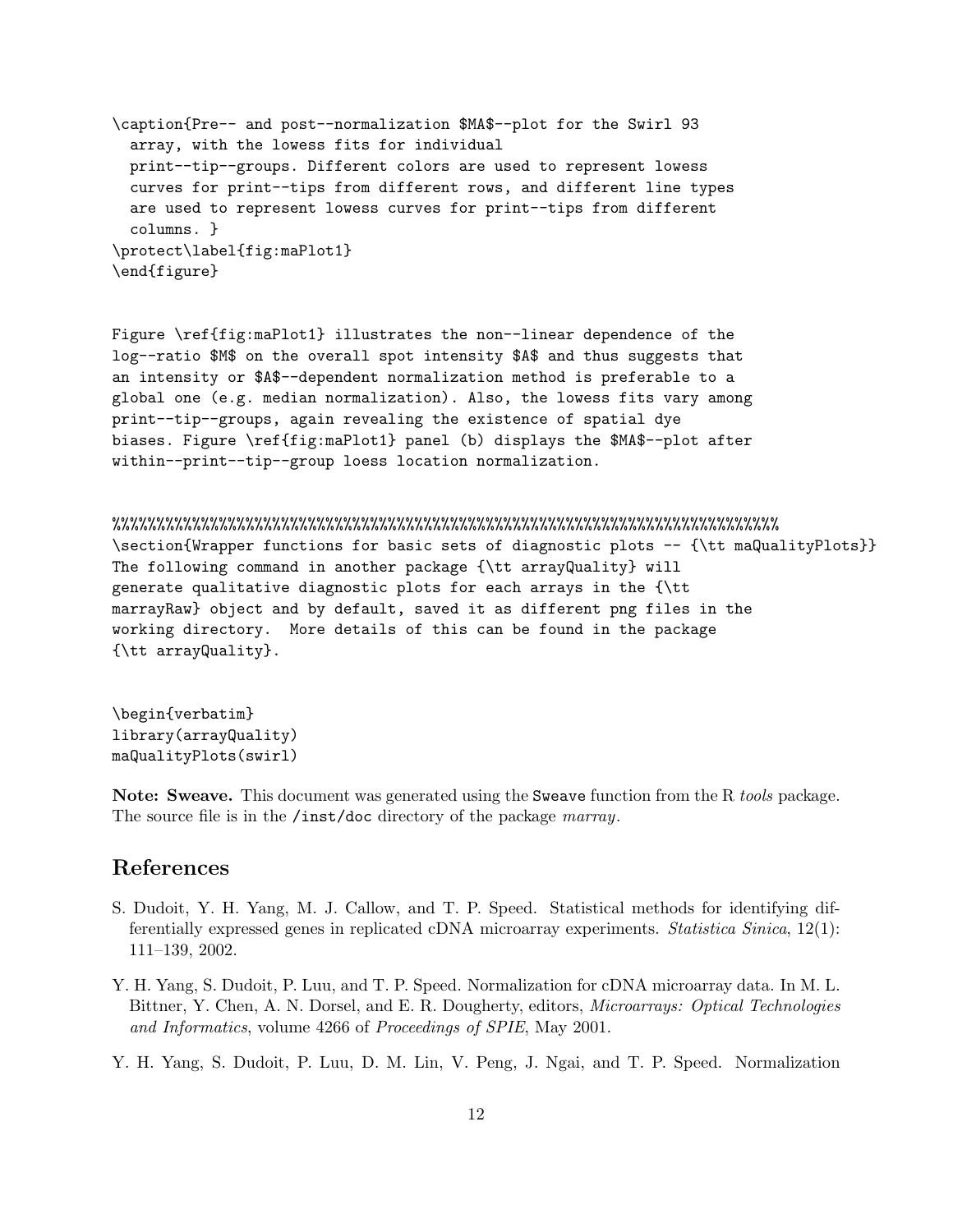```
\caption{Pre-- and post--normalization $MA$--plot for the Swirl 93
  array, with the lowess fits for individual
  print--tip--groups. Different colors are used to represent lowess
  curves for print--tips from different rows, and different line types
  are used to represent lowess curves for print--tips from different
  columns. }
\protect\label{fig:maPlot1}
\end{figure}


Figure \ref{fig:maPlot1} illustrates the non--linear dependence of the
log--ratio $M$ on the overall spot intensity $A$ and thus suggests that
an intensity or $A$--dependent normalization method is preferable to a
global one (e.g. median normalization). Also, the lowess fits vary among
print--tip--groups, again revealing the existence of spatial dye
biases. Figure \ref{fig:maPlot1} panel (b) displays the $MA$--plot after
within--print--tip--group loess location normalization.


%%%%%%%%%%%%%%%%%%%%%%%%%%%%%%%%%%%%%%%%%%%%%%%%%%%%%%%%%%%%%%%%%%%%%%%%%%%%
\section{Wrapper functions for basic sets of diagnostic plots -- {\tt maQualityPlots}}
The following command in another package {\tt arrayQuality} will
generate qualitative diagnostic plots for each arrays in the {\tt
marrayRaw} object and by default, saved it as different png files in the
working directory.  More details of this can be found in the package
{\tt arrayQuality}.


\begin{verbatim}
library(arrayQuality)
maQualityPlots(swirl)
```

**Note: Sweave.** This document was generated using the `Sweave` function from the R *tools* package. The source file is in the `/inst/doc` directory of the package *marray*.

## References

S. Dudoit, Y. H. Yang, M. J. Callow, and T. P. Speed. Statistical methods for identifying differentially expressed genes in replicated cDNA microarray experiments. *Statistica Sinica*, 12(1): 111–139, 2002.

Y. H. Yang, S. Dudoit, P. Luu, and T. P. Speed. Normalization for cDNA microarray data. In M. L. Bittner, Y. Chen, A. N. Dorsel, and E. R. Dougherty, editors, *Microarrays: Optical Technologies and Informatics*, volume 4266 of *Proceedings of SPIE*, May 2001.

Y. H. Yang, S. Dudoit, P. Luu, D. M. Lin, V. Peng, J. Ngai, and T. P. Speed. Normalization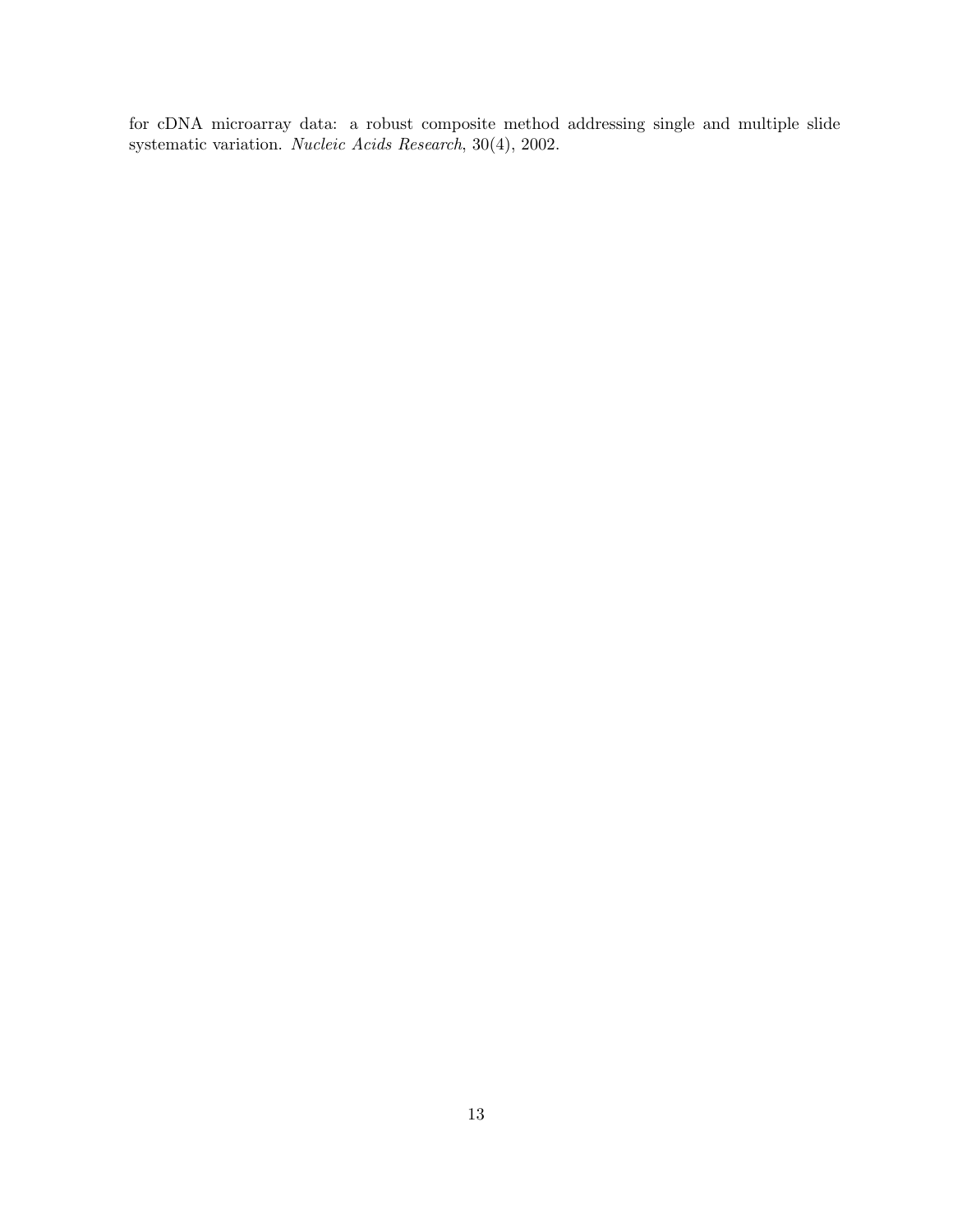for cDNA microarray data: a robust composite method addressing single and multiple slide systematic variation. *Nucleic Acids Research*, 30(4), 2002.